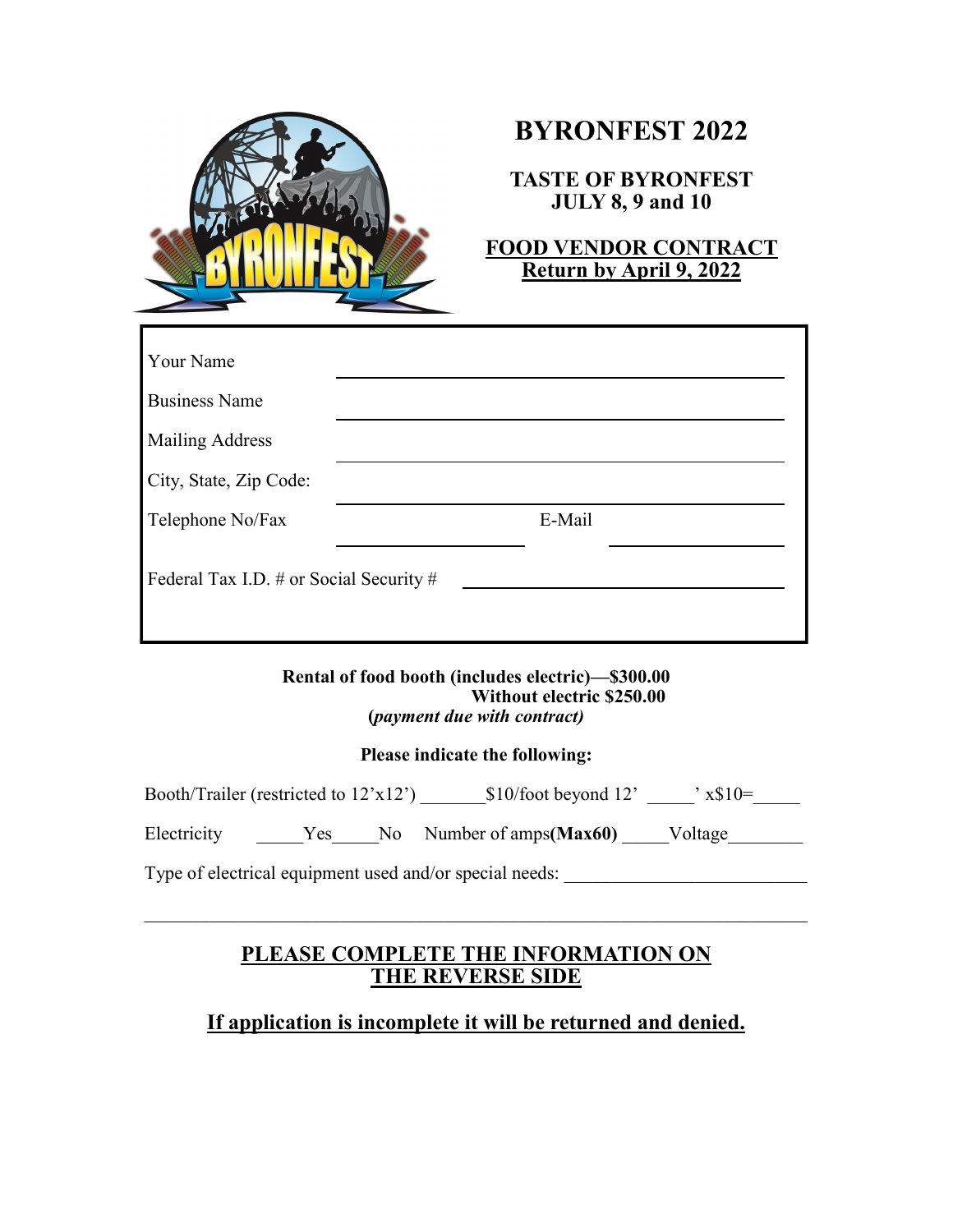# BYRONFEST 2022

## TASTE OF BYRONFEST
## JULY 8, 9 and 10

## FOOD VENDOR CONTRACT
**Return by April 9, 2022**

Your Name ______________________________

Business Name ______________________________

Mailing Address ______________________________

City, State, Zip Code: ______________________________

Telephone No/Fax ____________ E-Mail ____________

Federal Tax I.D. # or Social Security # ______________________________

**Rental of food booth (includes electric)—$300.00**
**Without electric $250.00**
**(*payment due with contract)***

**Please indicate the following:**

Booth/Trailer (restricted to 12'x12') _______$10/foot beyond 12' _____' x$10=_____

Electricity _____Yes_____No Number of amps**(Max60)** _____Voltage________

Type of electrical equipment used and/or special needs: __________________________

______________________________________________________________________

## PLEASE COMPLETE THE INFORMATION ON THE REVERSE SIDE

## If application is incomplete it will be returned and denied.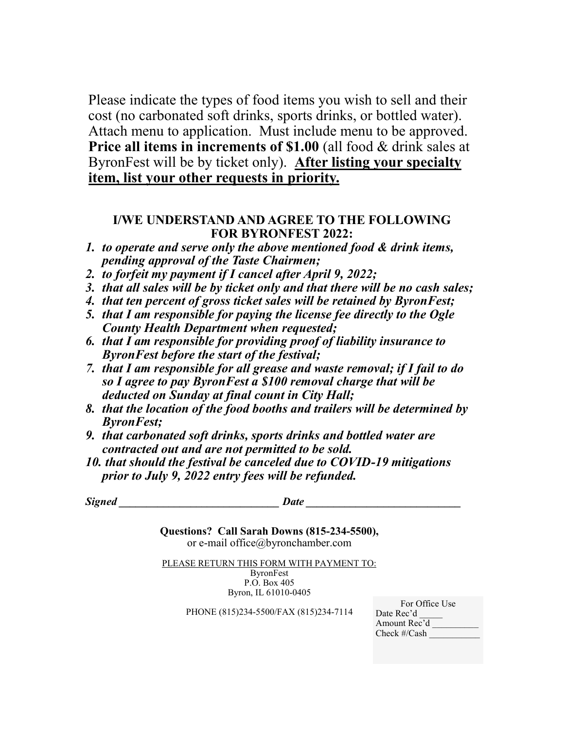Please indicate the types of food items you wish to sell and their cost (no carbonated soft drinks, sports drinks, or bottled water). Attach menu to application. Must include menu to be approved. **Price all items in increments of $1.00** (all food & drink sales at ByronFest will be by ticket only). **After listing your specialty item, list your other requests in priority.**

**I/WE UNDERSTAND AND AGREE TO THE FOLLOWING FOR BYRONFEST 2022:**

1. ***to operate and serve only the above mentioned food & drink items, pending approval of the Taste Chairmen;***
2. ***to forfeit my payment if I cancel after April 9, 2022;***
3. ***that all sales will be by ticket only and that there will be no cash sales;***
4. ***that ten percent of gross ticket sales will be retained by ByronFest;***
5. ***that I am responsible for paying the license fee directly to the Ogle County Health Department when requested;***
6. ***that I am responsible for providing proof of liability insurance to ByronFest before the start of the festival;***
7. ***that I am responsible for all grease and waste removal; if I fail to do so I agree to pay ByronFest a $100 removal charge that will be deducted on Sunday at final count in City Hall;***
8. ***that the location of the food booths and trailers will be determined by ByronFest;***
9. ***that carbonated soft drinks, sports drinks and bottled water are contracted out and are not permitted to be sold.***
10. ***that should the festival be canceled due to COVID-19 mitigations prior to July 9, 2022 entry fees will be refunded.***

***Signed _____________________________ Date ____________________________***

**Questions? Call Sarah Downs (815-234-5500),**
or e-mail office@byronchamber.com

PLEASE RETURN THIS FORM WITH PAYMENT TO:
ByronFest
P.O. Box 405
Byron, IL 61010-0405

PHONE (815)234-5500/FAX (815)234-7114

For Office Use
Date Rec'd _____
Amount Rec'd __________
Check #/Cash ___________